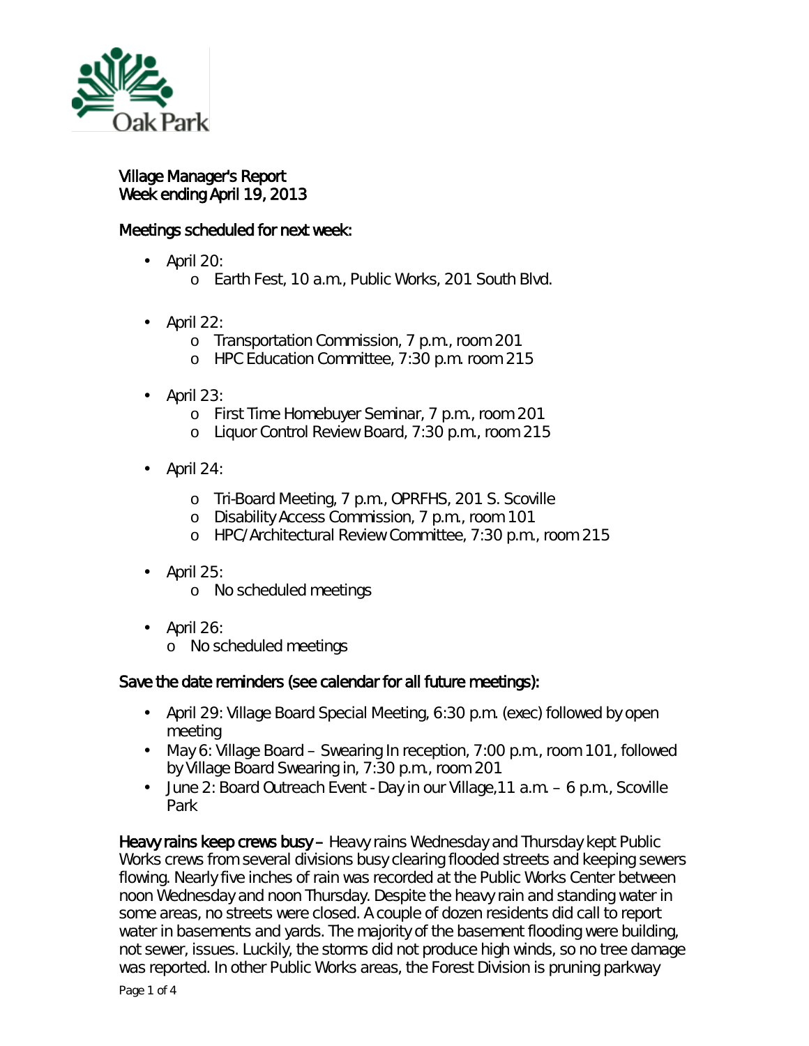Village Manager's Report
Week ending April 19, 2013

## Meetings scheduled for next week:

- April 20:
  - Earth Fest, 10 a.m., Public Works, 201 South Blvd.
- April 22:
  - Transportation Commission, 7 p.m., room 201
  - HPC Education Committee, 7:30 p.m. room 215
- April 23:
  - First Time Homebuyer Seminar, 7 p.m., room 201
  - Liquor Control Review Board, 7:30 p.m., room 215
- April 24:
  - Tri-Board Meeting, 7 p.m., OPRFHS, 201 S. Scoville
  - Disability Access Commission, 7 p.m., room 101
  - HPC/Architectural Review Committee, 7:30 p.m., room 215
- April 25:
  - No scheduled meetings
- April 26:
  - No scheduled meetings

## Save the date reminders (see calendar for all future meetings):

- April 29: Village Board Special Meeting, 6:30 p.m. (exec) followed by open meeting
- May 6: Village Board – Swearing In reception, 7:00 p.m., room 101, followed by Village Board Swearing in, 7:30 p.m., room 201
- June 2: Board Outreach Event - Day in our Village,11 a.m. – 6 p.m., Scoville Park

**Heavy rains keep crews busy** – Heavy rains Wednesday and Thursday kept Public Works crews from several divisions busy clearing flooded streets and keeping sewers flowing. Nearly five inches of rain was recorded at the Public Works Center between noon Wednesday and noon Thursday. Despite the heavy rain and standing water in some areas, no streets were closed. A couple of dozen residents did call to report water in basements and yards. The majority of the basement flooding were building, not sewer, issues. Luckily, the storms did not produce high winds, so no tree damage was reported. In other Public Works areas, the Forest Division is pruning parkway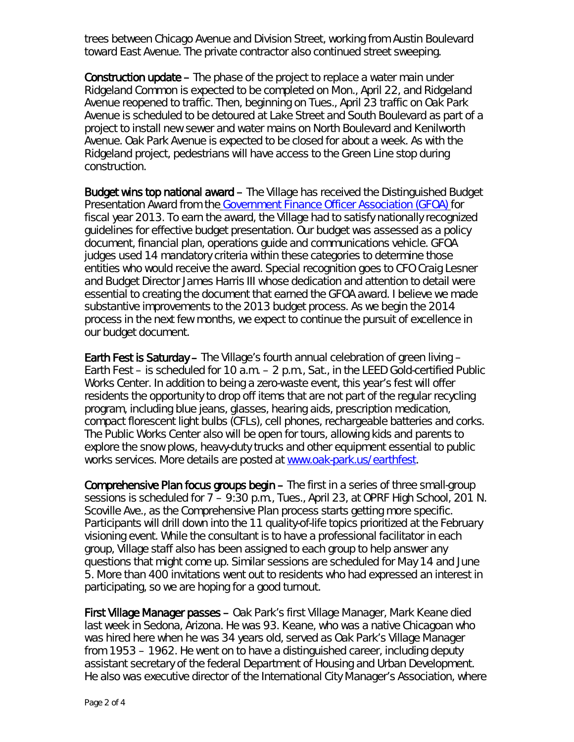trees between Chicago Avenue and Division Street, working from Austin Boulevard toward East Avenue. The private contractor also continued street sweeping.

**Construction update** – The phase of the project to replace a water main under Ridgeland Common is expected to be completed on Mon., April 22, and Ridgeland Avenue reopened to traffic. Then, beginning on Tues., April 23 traffic on Oak Park Avenue is scheduled to be detoured at Lake Street and South Boulevard as part of a project to install new sewer and water mains on North Boulevard and Kenilworth Avenue. Oak Park Avenue is expected to be closed for about a week. As with the Ridgeland project, pedestrians will have access to the Green Line stop during construction.

**Budget wins top national award** – The Village has received the Distinguished Budget Presentation Award from the Government Finance Officer Association (GFOA) for fiscal year 2013. To earn the award, the Village had to satisfy nationally recognized guidelines for effective budget presentation. Our budget was assessed as a policy document, financial plan, operations guide and communications vehicle. GFOA judges used 14 mandatory criteria within these categories to determine those entities who would receive the award. Special recognition goes to CFO Craig Lesner and Budget Director James Harris III whose dedication and attention to detail were essential to creating the document that earned the GFOA award. I believe we made substantive improvements to the 2013 budget process. As we begin the 2014 process in the next few months, we expect to continue the pursuit of excellence in our budget document.

**Earth Fest is Saturday** – The Village's fourth annual celebration of green living – Earth Fest – is scheduled for 10 a.m. – 2 p.m., Sat., in the LEED Gold-certified Public Works Center. In addition to being a zero-waste event, this year's fest will offer residents the opportunity to drop off items that are not part of the regular recycling program, including blue jeans, glasses, hearing aids, prescription medication, compact florescent light bulbs (CFLs), cell phones, rechargeable batteries and corks. The Public Works Center also will be open for tours, allowing kids and parents to explore the snow plows, heavy-duty trucks and other equipment essential to public works services. More details are posted at www.oak-park.us/earthfest.

**Comprehensive Plan focus groups begin** – The first in a series of three small-group sessions is scheduled for 7 – 9:30 p.m., Tues., April 23, at OPRF High School, 201 N. Scoville Ave., as the Comprehensive Plan process starts getting more specific. Participants will drill down into the 11 quality-of-life topics prioritized at the February visioning event. While the consultant is to have a professional facilitator in each group, Village staff also has been assigned to each group to help answer any questions that might come up. Similar sessions are scheduled for May 14 and June 5. More than 400 invitations went out to residents who had expressed an interest in participating, so we are hoping for a good turnout.

**First Village Manager passes** – Oak Park's first Village Manager, Mark Keane died last week in Sedona, Arizona. He was 93. Keane, who was a native Chicagoan who was hired here when he was 34 years old, served as Oak Park's Village Manager from 1953 – 1962. He went on to have a distinguished career, including deputy assistant secretary of the federal Department of Housing and Urban Development. He also was executive director of the International City Manager's Association, where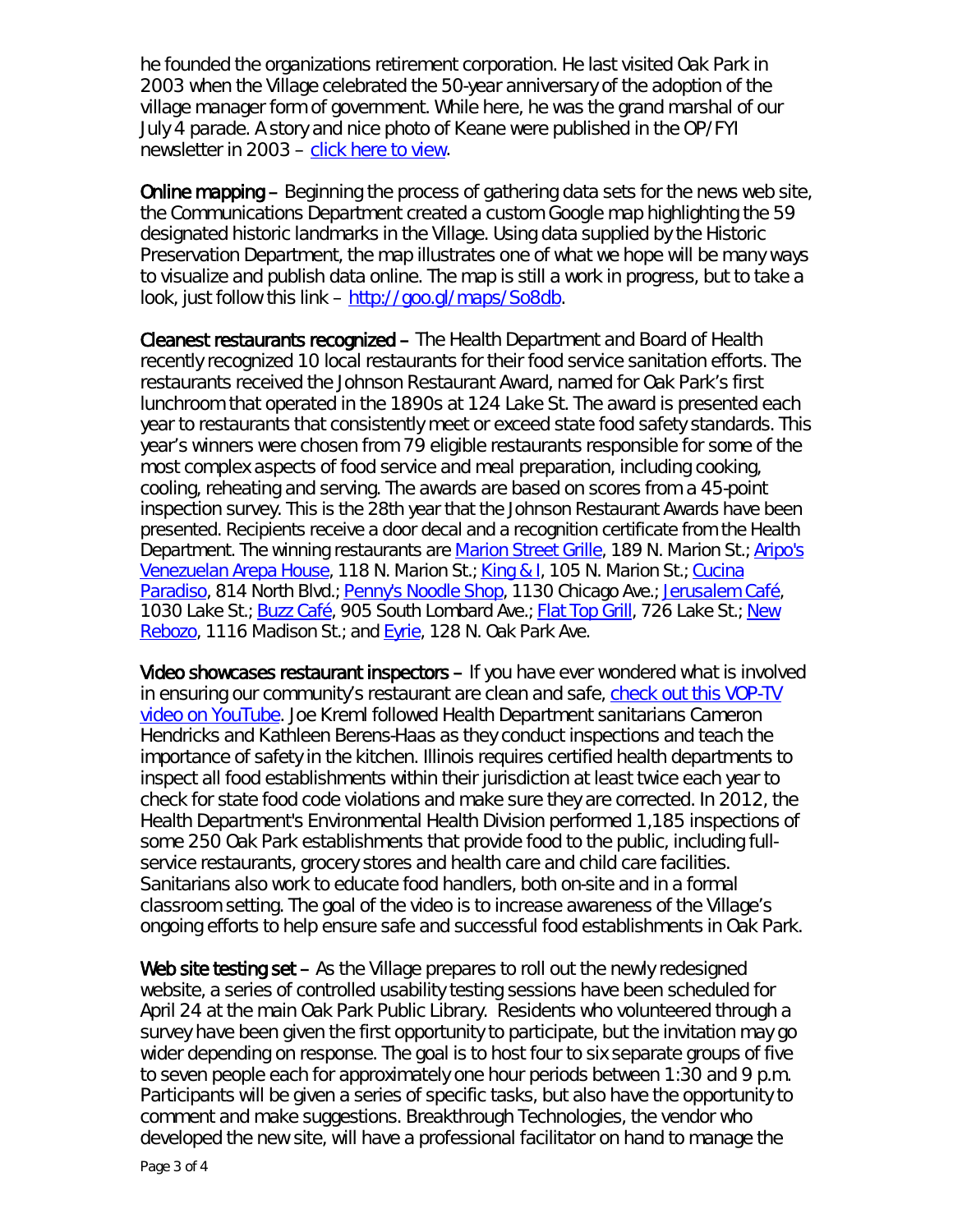he founded the organizations retirement corporation. He last visited Oak Park in 2003 when the Village celebrated the 50-year anniversary of the adoption of the village manager form of government. While here, he was the grand marshal of our July 4 parade. A story and nice photo of Keane were published in the OP/FYI newsletter in 2003 – click here to view.

**Online mapping** – Beginning the process of gathering data sets for the news web site, the Communications Department created a custom Google map highlighting the 59 designated historic landmarks in the Village. Using data supplied by the Historic Preservation Department, the map illustrates one of what we hope will be many ways to visualize and publish data online. The map is still a work in progress, but to take a look, just follow this link – http://goo.gl/maps/So8db.

**Cleanest restaurants recognized** – The Health Department and Board of Health recently recognized 10 local restaurants for their food service sanitation efforts. The restaurants received the Johnson Restaurant Award, named for Oak Park's first lunchroom that operated in the 1890s at 124 Lake St. The award is presented each year to restaurants that consistently meet or exceed state food safety standards. This year's winners were chosen from 79 eligible restaurants responsible for some of the most complex aspects of food service and meal preparation, including cooking, cooling, reheating and serving. The awards are based on scores from a 45-point inspection survey. This is the 28th year that the Johnson Restaurant Awards have been presented. Recipients receive a door decal and a recognition certificate from the Health Department. The winning restaurants are Marion Street Grille, 189 N. Marion St.; Aripo's Venezuelan Arepa House, 118 N. Marion St.; King & I, 105 N. Marion St.; Cucina Paradiso, 814 North Blvd.; Penny's Noodle Shop, 1130 Chicago Ave.; Jerusalem Café, 1030 Lake St.; Buzz Café, 905 South Lombard Ave.; Flat Top Grill, 726 Lake St.; New Rebozo, 1116 Madison St.; and Eyrie, 128 N. Oak Park Ave.

**Video showcases restaurant inspectors** – If you have ever wondered what is involved in ensuring our community's restaurant are clean and safe, check out this VOP-TV video on YouTube. Joe Kreml followed Health Department sanitarians Cameron Hendricks and Kathleen Berens-Haas as they conduct inspections and teach the importance of safety in the kitchen. Illinois requires certified health departments to inspect all food establishments within their jurisdiction at least twice each year to check for state food code violations and make sure they are corrected. In 2012, the Health Department's Environmental Health Division performed 1,185 inspections of some 250 Oak Park establishments that provide food to the public, including full-service restaurants, grocery stores and health care and child care facilities. Sanitarians also work to educate food handlers, both on-site and in a formal classroom setting. The goal of the video is to increase awareness of the Village's ongoing efforts to help ensure safe and successful food establishments in Oak Park.

**Web site testing set** – As the Village prepares to roll out the newly redesigned website, a series of controlled usability testing sessions have been scheduled for April 24 at the main Oak Park Public Library. Residents who volunteered through a survey have been given the first opportunity to participate, but the invitation may go wider depending on response. The goal is to host four to six separate groups of five to seven people each for approximately one hour periods between 1:30 and 9 p.m. Participants will be given a series of specific tasks, but also have the opportunity to comment and make suggestions. Breakthrough Technologies, the vendor who developed the new site, will have a professional facilitator on hand to manage the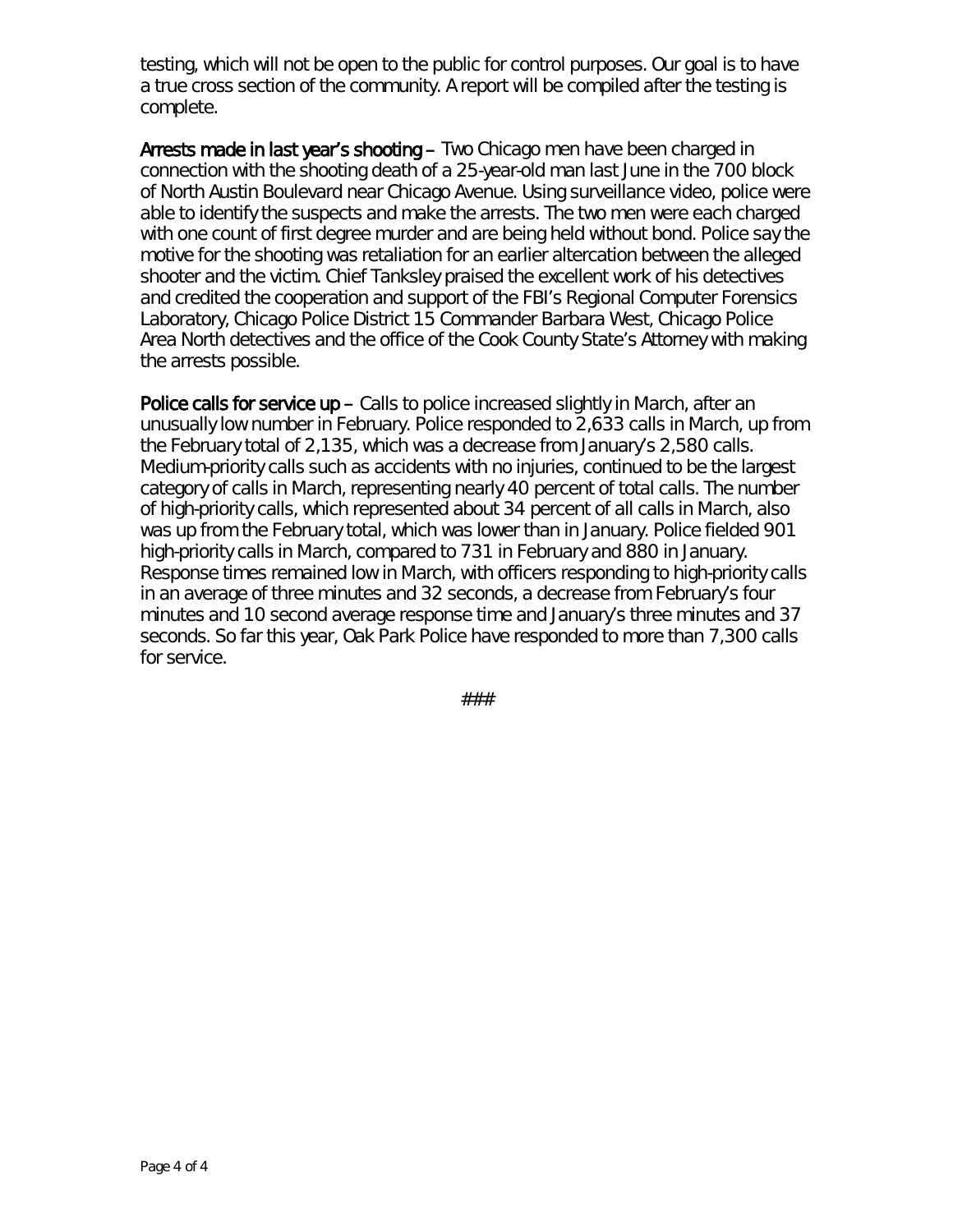testing, which will not be open to the public for control purposes. Our goal is to have a true cross section of the community. A report will be compiled after the testing is complete.

**Arrests made in last year's shooting** – Two Chicago men have been charged in connection with the shooting death of a 25-year-old man last June in the 700 block of North Austin Boulevard near Chicago Avenue. Using surveillance video, police were able to identify the suspects and make the arrests. The two men were each charged with one count of first degree murder and are being held without bond. Police say the motive for the shooting was retaliation for an earlier altercation between the alleged shooter and the victim. Chief Tanksley praised the excellent work of his detectives and credited the cooperation and support of the FBI's Regional Computer Forensics Laboratory, Chicago Police District 15 Commander Barbara West, Chicago Police Area North detectives and the office of the Cook County State's Attorney with making the arrests possible.

**Police calls for service up** – Calls to police increased slightly in March, after an unusually low number in February. Police responded to 2,633 calls in March, up from the February total of 2,135, which was a decrease from January's 2,580 calls. Medium-priority calls such as accidents with no injuries, continued to be the largest category of calls in March, representing nearly 40 percent of total calls. The number of high-priority calls, which represented about 34 percent of all calls in March, also was up from the February total, which was lower than in January. Police fielded 901 high-priority calls in March, compared to 731 in February and 880 in January. Response times remained low in March, with officers responding to high-priority calls in an average of three minutes and 32 seconds, a decrease from February's four minutes and 10 second average response time and January's three minutes and 37 seconds. So far this year, Oak Park Police have responded to more than 7,300 calls for service.

###